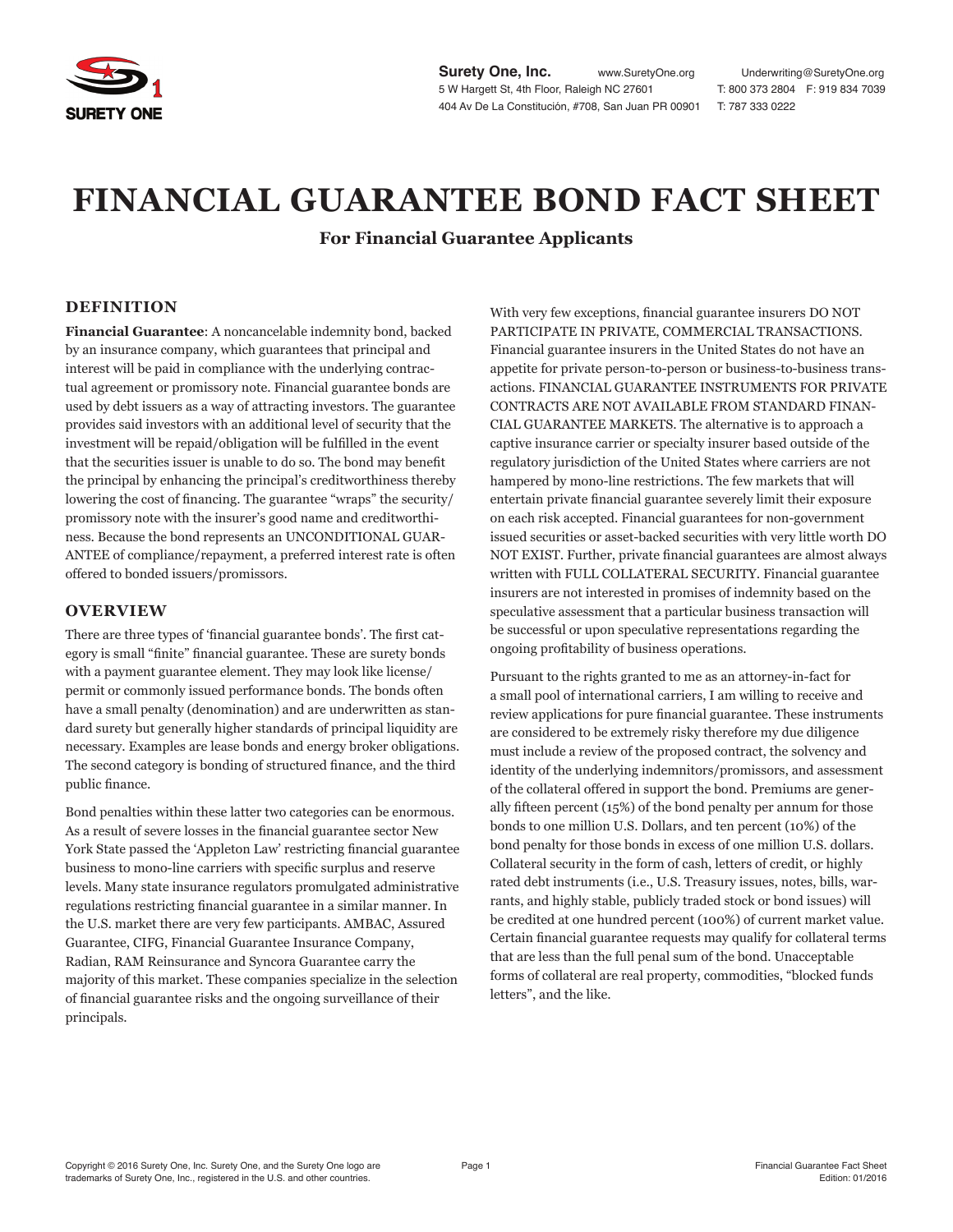Surety One, Inc. www.SuretyOne.org Underwriting@SuretyOne.org
5 W Hargett St, 4th Floor, Raleigh NC 27601 T: 800 373 2804 F: 919 834 7039
404 Av De La Constitución, #708, San Juan PR 00901 T: 787 333 0222

# FINANCIAL GUARANTEE BOND FACT SHEET

**For Financial Guarantee Applicants**

## DEFINITION

**Financial Guarantee**: A noncancelable indemnity bond, backed by an insurance company, which guarantees that principal and interest will be paid in compliance with the underlying contractual agreement or promissory note. Financial guarantee bonds are used by debt issuers as a way of attracting investors. The guarantee provides said investors with an additional level of security that the investment will be repaid/obligation will be fulfilled in the event that the securities issuer is unable to do so. The bond may benefit the principal by enhancing the principal's creditworthiness thereby lowering the cost of financing. The guarantee "wraps" the security/promissory note with the insurer's good name and creditworthiness. Because the bond represents an UNCONDITIONAL GUARANTEE of compliance/repayment, a preferred interest rate is often offered to bonded issuers/promissors.

## OVERVIEW

There are three types of 'financial guarantee bonds'. The first category is small "finite" financial guarantee. These are surety bonds with a payment guarantee element. They may look like license/permit or commonly issued performance bonds. The bonds often have a small penalty (denomination) and are underwritten as standard surety but generally higher standards of principal liquidity are necessary. Examples are lease bonds and energy broker obligations. The second category is bonding of structured finance, and the third public finance.

Bond penalties within these latter two categories can be enormous. As a result of severe losses in the financial guarantee sector New York State passed the 'Appleton Law' restricting financial guarantee business to mono-line carriers with specific surplus and reserve levels. Many state insurance regulators promulgated administrative regulations restricting financial guarantee in a similar manner. In the U.S. market there are very few participants. AMBAC, Assured Guarantee, CIFG, Financial Guarantee Insurance Company, Radian, RAM Reinsurance and Syncora Guarantee carry the majority of this market. These companies specialize in the selection of financial guarantee risks and the ongoing surveillance of their principals.

With very few exceptions, financial guarantee insurers DO NOT PARTICIPATE IN PRIVATE, COMMERCIAL TRANSACTIONS. Financial guarantee insurers in the United States do not have an appetite for private person-to-person or business-to-business transactions. FINANCIAL GUARANTEE INSTRUMENTS FOR PRIVATE CONTRACTS ARE NOT AVAILABLE FROM STANDARD FINANCIAL GUARANTEE MARKETS. The alternative is to approach a captive insurance carrier or specialty insurer based outside of the regulatory jurisdiction of the United States where carriers are not hampered by mono-line restrictions. The few markets that will entertain private financial guarantee severely limit their exposure on each risk accepted. Financial guarantees for non-government issued securities or asset-backed securities with very little worth DO NOT EXIST. Further, private financial guarantees are almost always written with FULL COLLATERAL SECURITY. Financial guarantee insurers are not interested in promises of indemnity based on the speculative assessment that a particular business transaction will be successful or upon speculative representations regarding the ongoing profitability of business operations.

Pursuant to the rights granted to me as an attorney-in-fact for a small pool of international carriers, I am willing to receive and review applications for pure financial guarantee. These instruments are considered to be extremely risky therefore my due diligence must include a review of the proposed contract, the solvency and identity of the underlying indemnitors/promissors, and assessment of the collateral offered in support the bond. Premiums are generally fifteen percent (15%) of the bond penalty per annum for those bonds to one million U.S. Dollars, and ten percent (10%) of the bond penalty for those bonds in excess of one million U.S. dollars. Collateral security in the form of cash, letters of credit, or highly rated debt instruments (i.e., U.S. Treasury issues, notes, bills, warrants, and highly stable, publicly traded stock or bond issues) will be credited at one hundred percent (100%) of current market value. Certain financial guarantee requests may qualify for collateral terms that are less than the full penal sum of the bond. Unacceptable forms of collateral are real property, commodities, "blocked funds letters", and the like.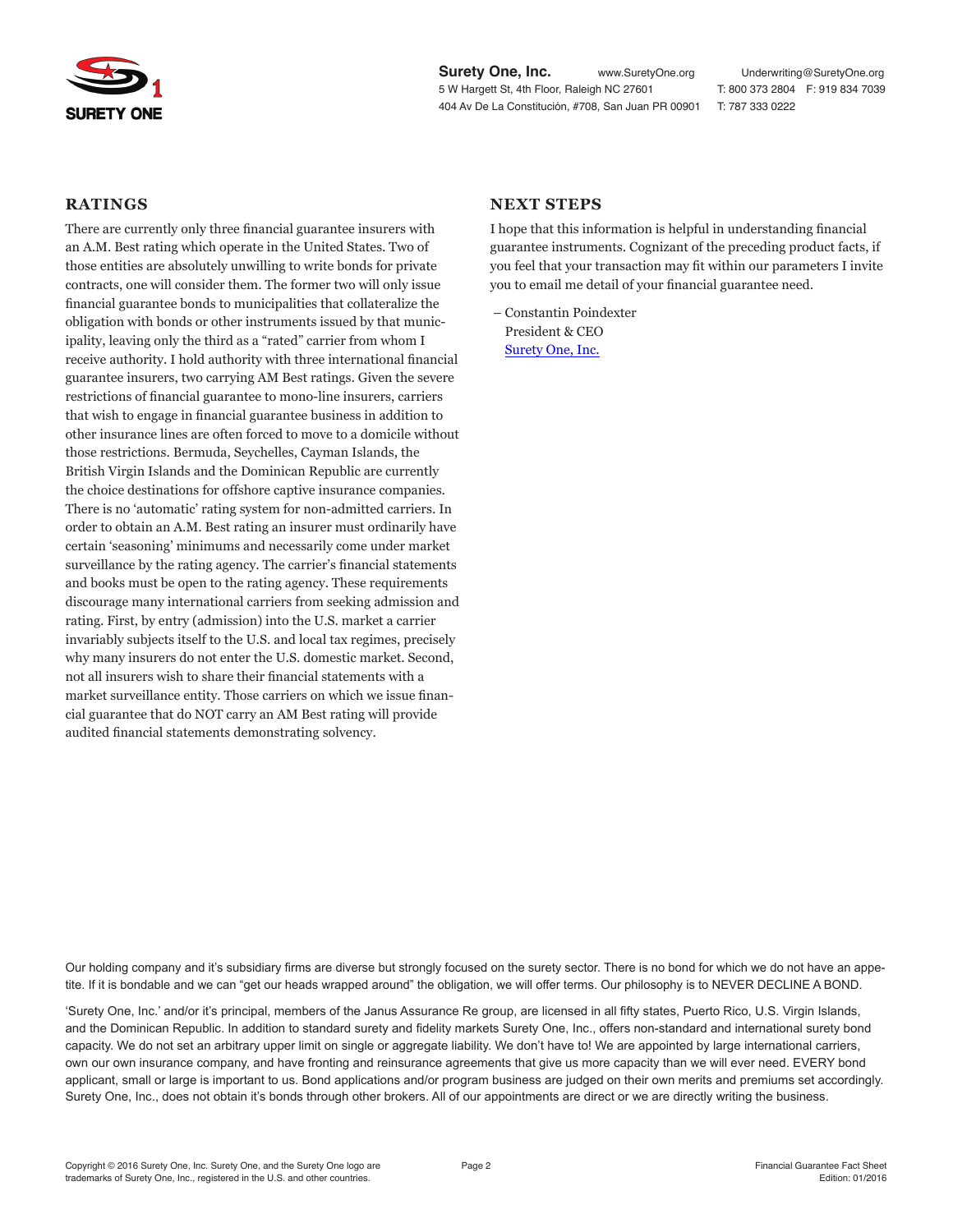## RATINGS

There are currently only three financial guarantee insurers with an A.M. Best rating which operate in the United States. Two of those entities are absolutely unwilling to write bonds for private contracts, one will consider them. The former two will only issue financial guarantee bonds to municipalities that collateralize the obligation with bonds or other instruments issued by that municipality, leaving only the third as a "rated" carrier from whom I receive authority. I hold authority with three international financial guarantee insurers, two carrying AM Best ratings. Given the severe restrictions of financial guarantee to mono-line insurers, carriers that wish to engage in financial guarantee business in addition to other insurance lines are often forced to move to a domicile without those restrictions. Bermuda, Seychelles, Cayman Islands, the British Virgin Islands and the Dominican Republic are currently the choice destinations for offshore captive insurance companies. There is no 'automatic' rating system for non-admitted carriers. In order to obtain an A.M. Best rating an insurer must ordinarily have certain 'seasoning' minimums and necessarily come under market surveillance by the rating agency. The carrier's financial statements and books must be open to the rating agency. These requirements discourage many international carriers from seeking admission and rating. First, by entry (admission) into the U.S. market a carrier invariably subjects itself to the U.S. and local tax regimes, precisely why many insurers do not enter the U.S. domestic market. Second, not all insurers wish to share their financial statements with a market surveillance entity. Those carriers on which we issue financial guarantee that do NOT carry an AM Best rating will provide audited financial statements demonstrating solvency.

## NEXT STEPS

I hope that this information is helpful in understanding financial guarantee instruments. Cognizant of the preceding product facts, if you feel that your transaction may fit within our parameters I invite you to email me detail of your financial guarantee need.

– Constantin Poindexter
President & CEO
Surety One, Inc.

Our holding company and it's subsidiary firms are diverse but strongly focused on the surety sector. There is no bond for which we do not have an appetite. If it is bondable and we can "get our heads wrapped around" the obligation, we will offer terms. Our philosophy is to NEVER DECLINE A BOND.

'Surety One, Inc.' and/or it's principal, members of the Janus Assurance Re group, are licensed in all fifty states, Puerto Rico, U.S. Virgin Islands, and the Dominican Republic. In addition to standard surety and fidelity markets Surety One, Inc., offers non-standard and international surety bond capacity. We do not set an arbitrary upper limit on single or aggregate liability. We don't have to! We are appointed by large international carriers, own our own insurance company, and have fronting and reinsurance agreements that give us more capacity than we will ever need. EVERY bond applicant, small or large is important to us. Bond applications and/or program business are judged on their own merits and premiums set accordingly. Surety One, Inc., does not obtain it's bonds through other brokers. All of our appointments are direct or we are directly writing the business.